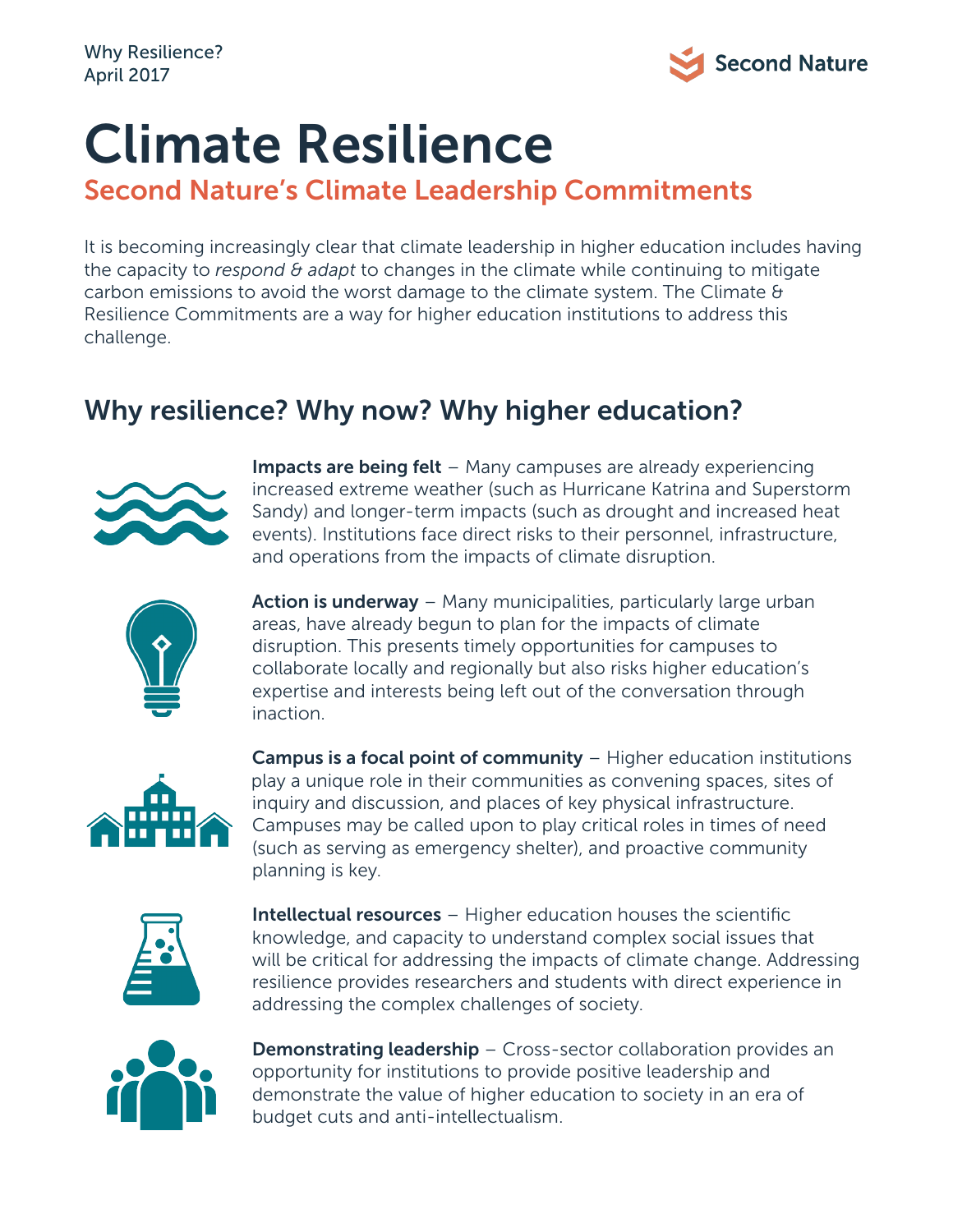Why Resilience?
April 2017

Second Nature

# Climate Resilience

## Second Nature's Climate Leadership Commitments

It is becoming increasingly clear that climate leadership in higher education includes having the capacity to *respond & adapt* to changes in the climate while continuing to mitigate carbon emissions to avoid the worst damage to the climate system. The Climate & Resilience Commitments are a way for higher education institutions to address this challenge.

## Why resilience? Why now? Why higher education?

**Impacts are being felt** – Many campuses are already experiencing increased extreme weather (such as Hurricane Katrina and Superstorm Sandy) and longer-term impacts (such as drought and increased heat events). Institutions face direct risks to their personnel, infrastructure, and operations from the impacts of climate disruption.

**Action is underway** – Many municipalities, particularly large urban areas, have already begun to plan for the impacts of climate disruption. This presents timely opportunities for campuses to collaborate locally and regionally but also risks higher education's expertise and interests being left out of the conversation through inaction.

**Campus is a focal point of community** – Higher education institutions play a unique role in their communities as convening spaces, sites of inquiry and discussion, and places of key physical infrastructure. Campuses may be called upon to play critical roles in times of need (such as serving as emergency shelter), and proactive community planning is key.

**Intellectual resources** – Higher education houses the scientific knowledge, and capacity to understand complex social issues that will be critical for addressing the impacts of climate change. Addressing resilience provides researchers and students with direct experience in addressing the complex challenges of society.

**Demonstrating leadership** – Cross-sector collaboration provides an opportunity for institutions to provide positive leadership and demonstrate the value of higher education to society in an era of budget cuts and anti-intellectualism.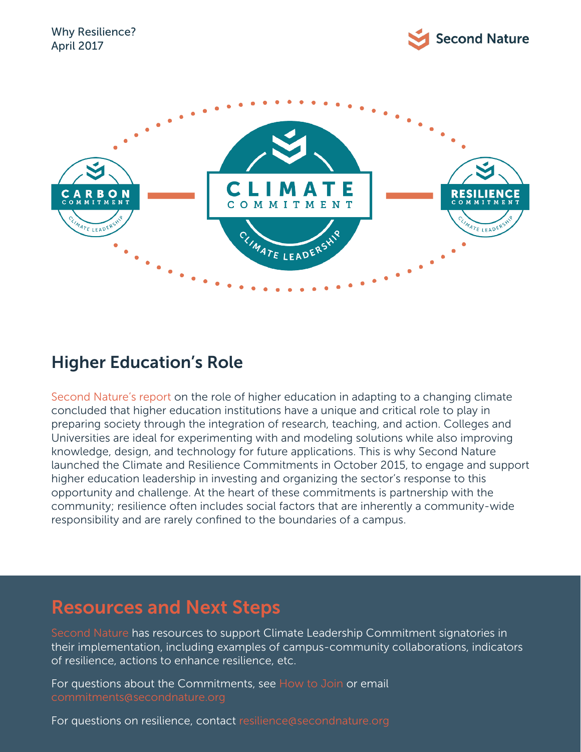## Higher Education's Role

Second Nature's report on the role of higher education in adapting to a changing climate concluded that higher education institutions have a unique and critical role to play in preparing society through the integration of research, teaching, and action. Colleges and Universities are ideal for experimenting with and modeling solutions while also improving knowledge, design, and technology for future applications. This is why Second Nature launched the Climate and Resilience Commitments in October 2015, to engage and support higher education leadership in investing and organizing the sector's response to this opportunity and challenge. At the heart of these commitments is partnership with the community; resilience often includes social factors that are inherently a community-wide responsibility and are rarely confined to the boundaries of a campus.

## Resources and Next Steps

Second Nature has resources to support Climate Leadership Commitment signatories in their implementation, including examples of campus-community collaborations, indicators of resilience, actions to enhance resilience, etc.

For questions about the Commitments, see How to Join or email commitments@secondnature.org

For questions on resilience, contact resilience@secondnature.org